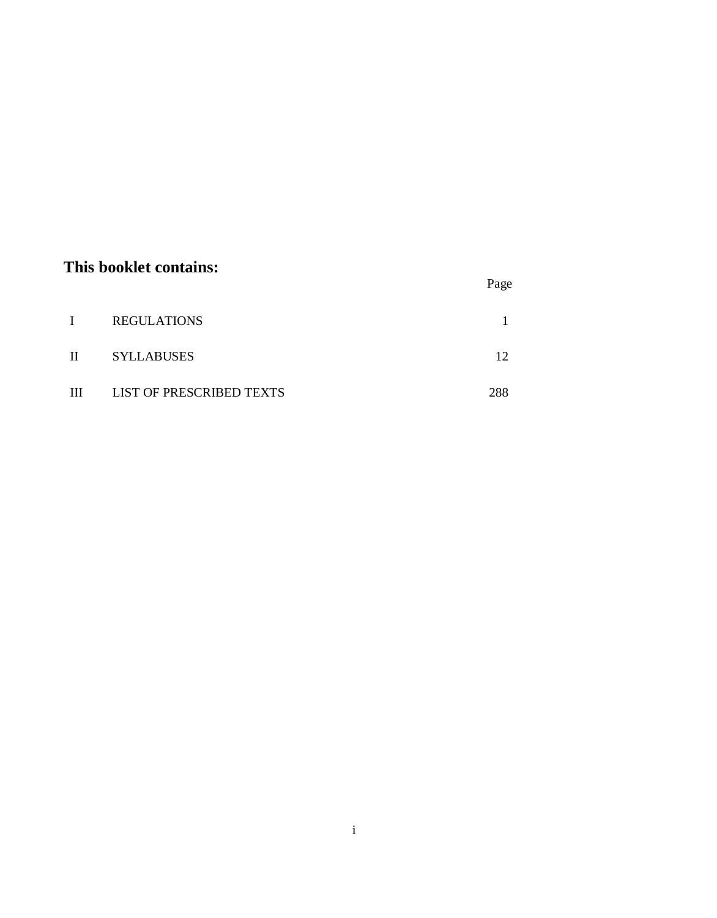**This booklet contains:**

| | | Page |
|---|---|---|
| I | REGULATIONS | 1 |
| II | SYLLABUSES | 12 |
| III | LIST OF PRESCRIBED TEXTS | 288 |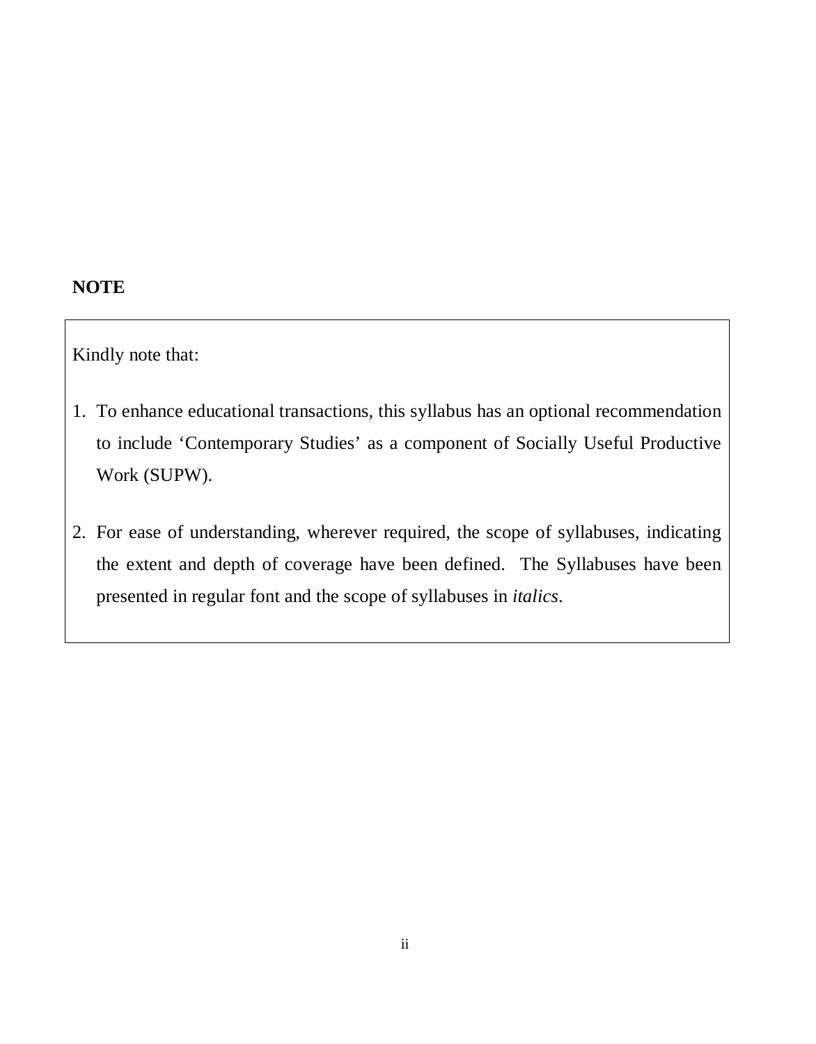**NOTE**

Kindly note that:

1. To enhance educational transactions, this syllabus has an optional recommendation to include 'Contemporary Studies' as a component of Socially Useful Productive Work (SUPW).

2. For ease of understanding, wherever required, the scope of syllabuses, indicating the extent and depth of coverage have been defined. The Syllabuses have been presented in regular font and the scope of syllabuses in *italics*.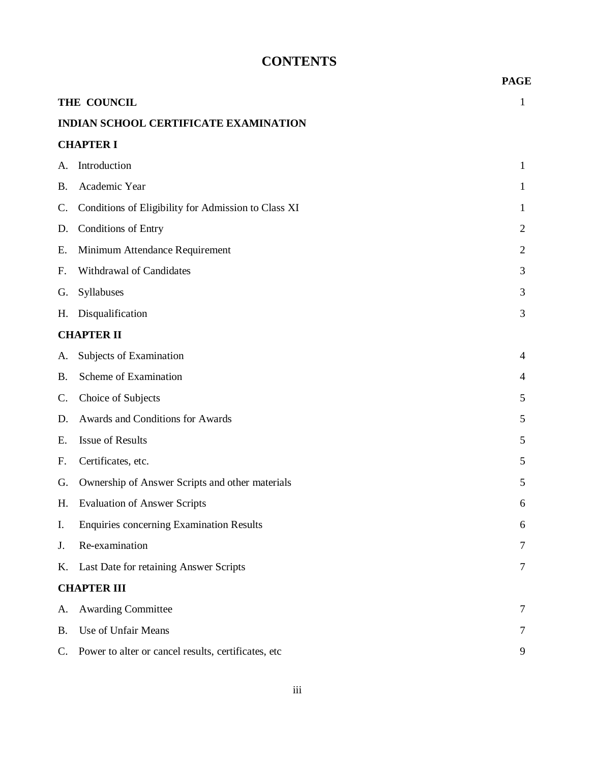# CONTENTS

| | PAGE |
|---|---|
| **THE COUNCIL** | 1 |
| **INDIAN SCHOOL CERTIFICATE EXAMINATION** | |
| **CHAPTER I** | |
| A. Introduction | 1 |
| B. Academic Year | 1 |
| C. Conditions of Eligibility for Admission to Class XI | 1 |
| D. Conditions of Entry | 2 |
| E. Minimum Attendance Requirement | 2 |
| F. Withdrawal of Candidates | 3 |
| G. Syllabuses | 3 |
| H. Disqualification | 3 |
| **CHAPTER II** | |
| A. Subjects of Examination | 4 |
| B. Scheme of Examination | 4 |
| C. Choice of Subjects | 5 |
| D. Awards and Conditions for Awards | 5 |
| E. Issue of Results | 5 |
| F. Certificates, etc. | 5 |
| G. Ownership of Answer Scripts and other materials | 5 |
| H. Evaluation of Answer Scripts | 6 |
| I. Enquiries concerning Examination Results | 6 |
| J. Re-examination | 7 |
| K. Last Date for retaining Answer Scripts | 7 |
| **CHAPTER III** | |
| A. Awarding Committee | 7 |
| B. Use of Unfair Means | 7 |
| C. Power to alter or cancel results, certificates, etc | 9 |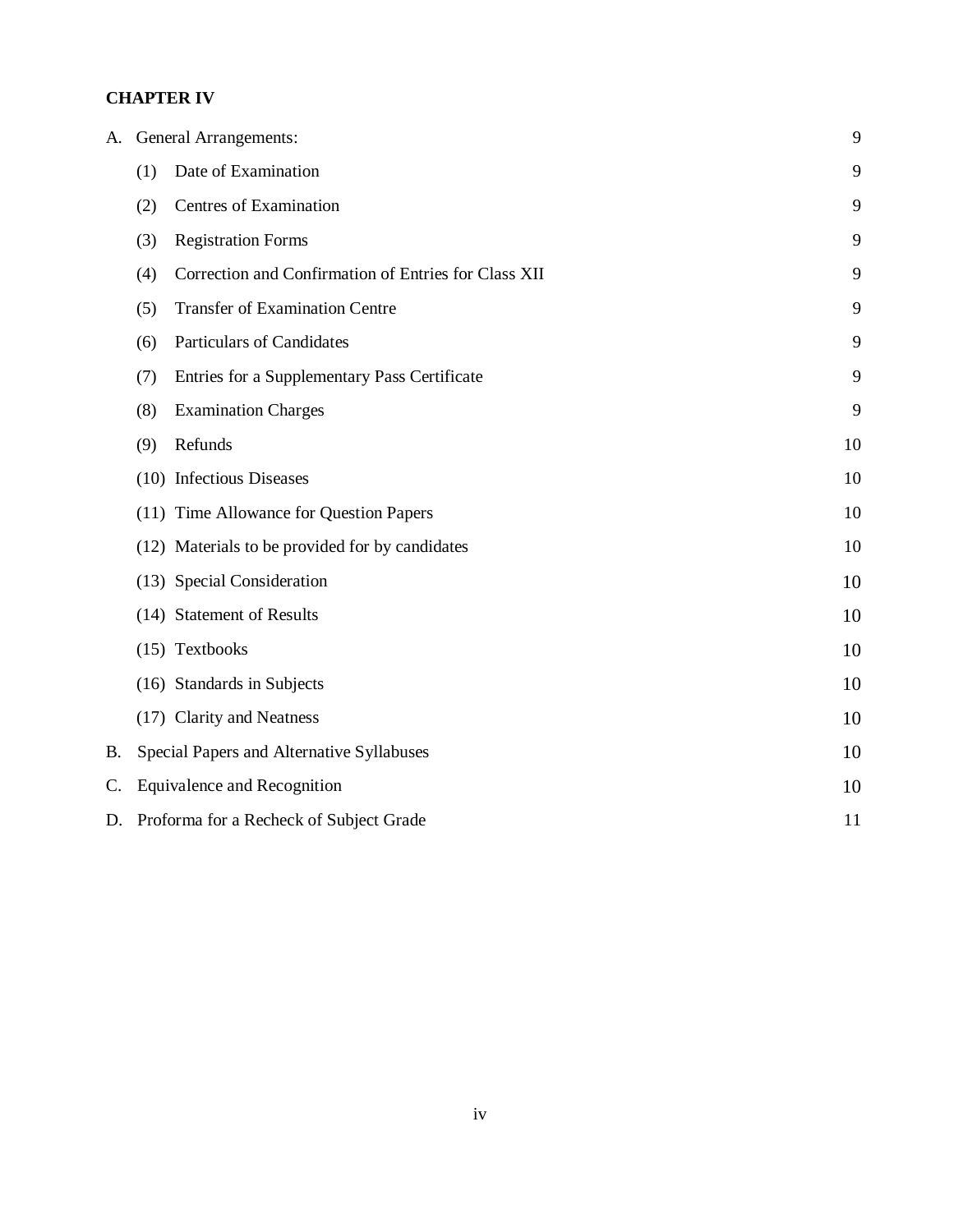**CHAPTER IV**

| | | |
|---|---|---|
| A. | General Arrangements: | 9 |
| | (1) Date of Examination | 9 |
| | (2) Centres of Examination | 9 |
| | (3) Registration Forms | 9 |
| | (4) Correction and Confirmation of Entries for Class XII | 9 |
| | (5) Transfer of Examination Centre | 9 |
| | (6) Particulars of Candidates | 9 |
| | (7) Entries for a Supplementary Pass Certificate | 9 |
| | (8) Examination Charges | 9 |
| | (9) Refunds | 10 |
| | (10) Infectious Diseases | 10 |
| | (11) Time Allowance for Question Papers | 10 |
| | (12) Materials to be provided for by candidates | 10 |
| | (13) Special Consideration | 10 |
| | (14) Statement of Results | 10 |
| | (15) Textbooks | 10 |
| | (16) Standards in Subjects | 10 |
| | (17) Clarity and Neatness | 10 |
| B. | Special Papers and Alternative Syllabuses | 10 |
| C. | Equivalence and Recognition | 10 |
| D. | Proforma for a Recheck of Subject Grade | 11 |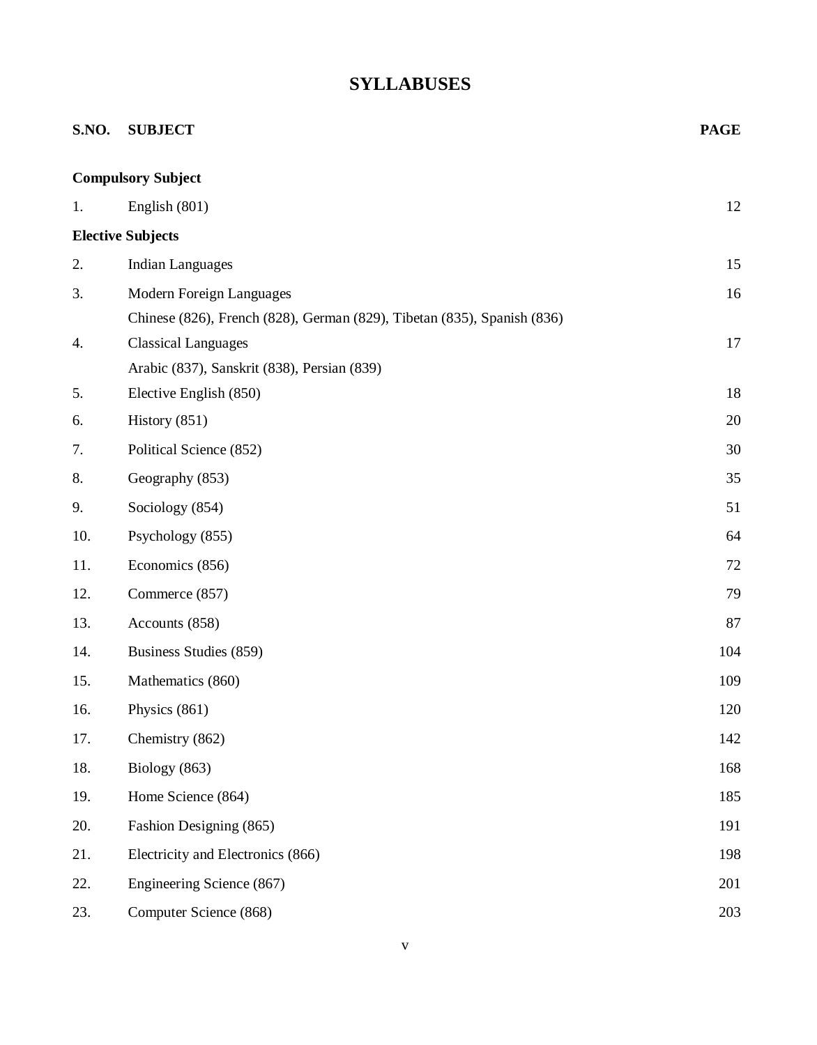# SYLLABUSES

| S.NO. | SUBJECT | PAGE |
|---|---|---|
| **Compulsory Subject** | | |
| 1. | English (801) | 12 |
| **Elective Subjects** | | |
| 2. | Indian Languages | 15 |
| 3. | Modern Foreign Languages<br>Chinese (826), French (828), German (829), Tibetan (835), Spanish (836) | 16 |
| 4. | Classical Languages<br>Arabic (837), Sanskrit (838), Persian (839) | 17 |
| 5. | Elective English (850) | 18 |
| 6. | History (851) | 20 |
| 7. | Political Science (852) | 30 |
| 8. | Geography (853) | 35 |
| 9. | Sociology (854) | 51 |
| 10. | Psychology (855) | 64 |
| 11. | Economics (856) | 72 |
| 12. | Commerce (857) | 79 |
| 13. | Accounts (858) | 87 |
| 14. | Business Studies (859) | 104 |
| 15. | Mathematics (860) | 109 |
| 16. | Physics (861) | 120 |
| 17. | Chemistry (862) | 142 |
| 18. | Biology (863) | 168 |
| 19. | Home Science (864) | 185 |
| 20. | Fashion Designing (865) | 191 |
| 21. | Electricity and Electronics (866) | 198 |
| 22. | Engineering Science (867) | 201 |
| 23. | Computer Science (868) | 203 |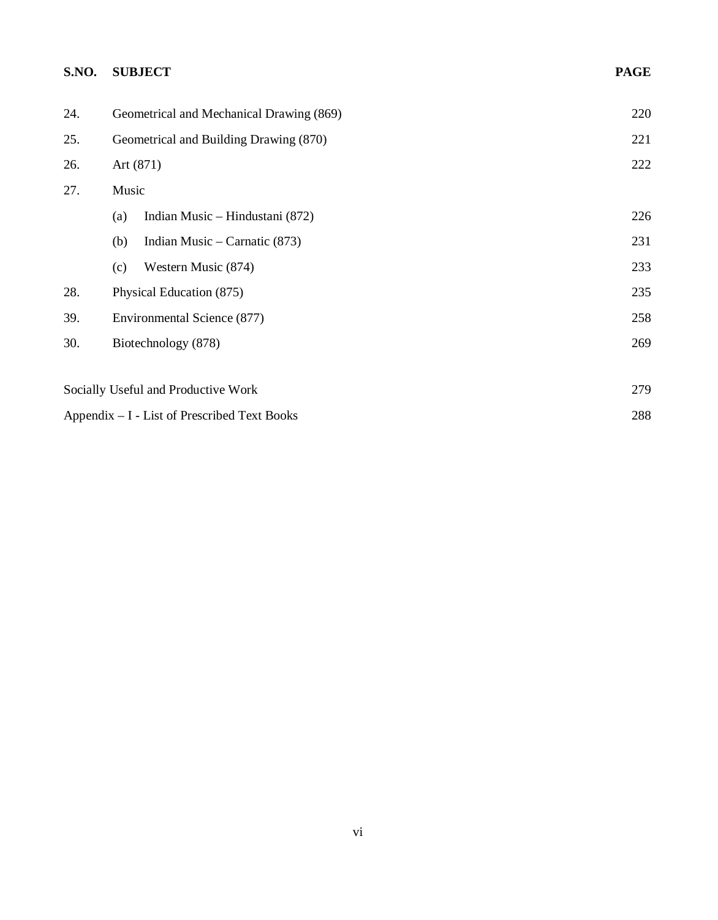| S.NO. | SUBJECT | PAGE |
|---|---|---|
| 24. | Geometrical and Mechanical Drawing (869) | 220 |
| 25. | Geometrical and Building Drawing (870) | 221 |
| 26. | Art (871) | 222 |
| 27. | Music | |
| | (a) Indian Music – Hindustani (872) | 226 |
| | (b) Indian Music – Carnatic (873) | 231 |
| | (c) Western Music (874) | 233 |
| 28. | Physical Education (875) | 235 |
| 39. | Environmental Science (877) | 258 |
| 30. | Biotechnology (878) | 269 |
| | | |
| Socially Useful and Productive Work | | 279 |
| Appendix – I - List of Prescribed Text Books | | 288 |